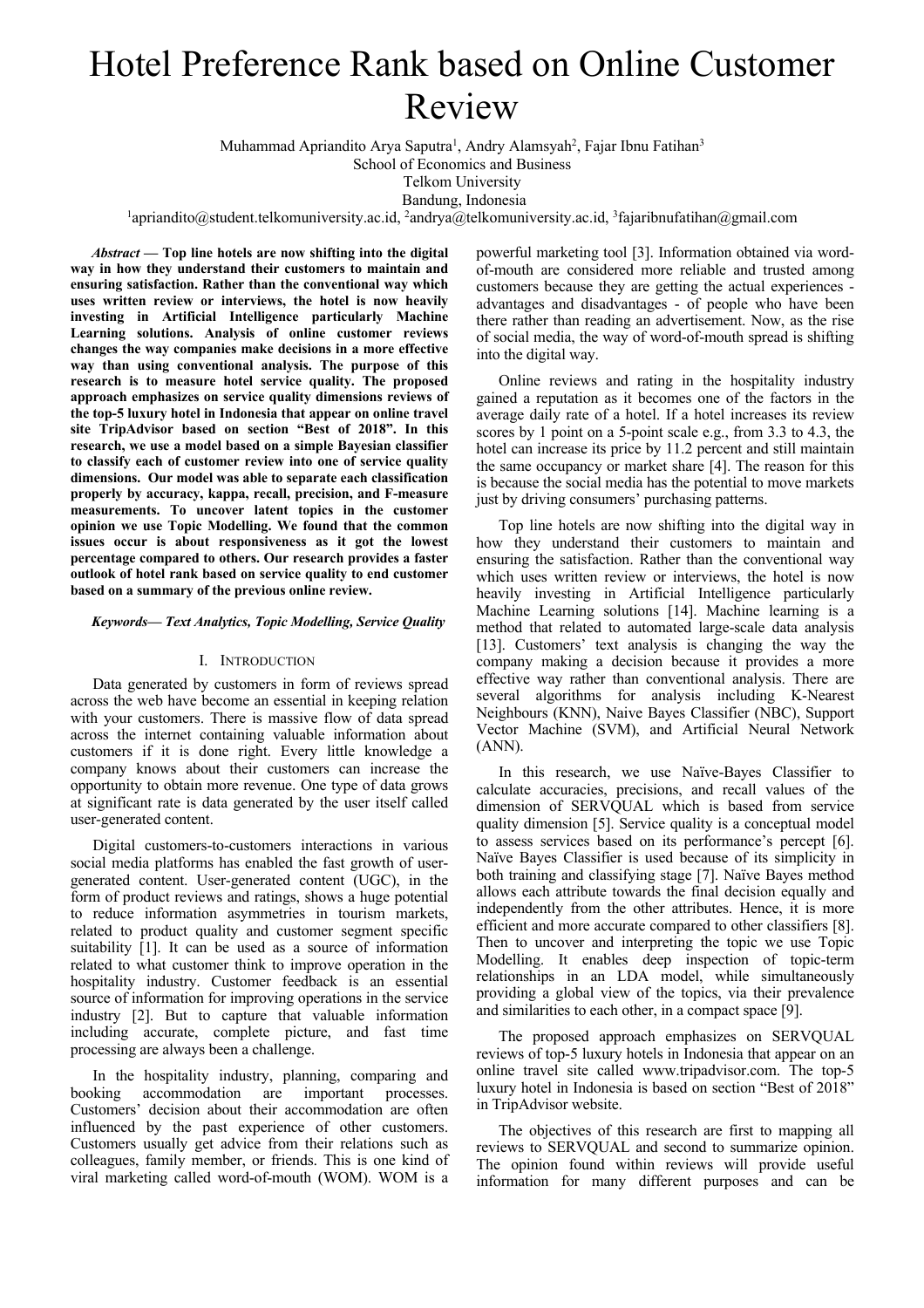# Hotel Preference Rank based on Online Customer Review

Muhammad Apriandito Arya Saputra[1], Andry Alamsyah[2], Fajar Ibnu Fatihan[3]
School of Economics and Business
Telkom University
Bandung, Indonesia
[1]apriandito@student.telkomuniversity.ac.id, [2]andrya@telkomuniversity.ac.id, [3]fajaribnufatihan@gmail.com

***Abstract* — Top line hotels are now shifting into the digital way in how they understand their customers to maintain and ensuring satisfaction. Rather than the conventional way which uses written review or interviews, the hotel is now heavily investing in Artificial Intelligence particularly Machine Learning solutions. Analysis of online customer reviews changes the way companies make decisions in a more effective way than using conventional analysis. The purpose of this research is to measure hotel service quality. The proposed approach emphasizes on service quality dimensions reviews of the top-5 luxury hotel in Indonesia that appear on online travel site TripAdvisor based on section "Best of 2018". In this research, we use a model based on a simple Bayesian classifier to classify each of customer review into one of service quality dimensions. Our model was able to separate each classification properly by accuracy, kappa, recall, precision, and F-measure measurements. To uncover latent topics in the customer opinion we use Topic Modelling. We found that the common issues occur is about responsiveness as it got the lowest percentage compared to others. Our research provides a faster outlook of hotel rank based on service quality to end customer based on a summary of the previous online review.**

***Keywords— Text Analytics, Topic Modelling, Service Quality***

## I. Introduction

Data generated by customers in form of reviews spread across the web have become an essential in keeping relation with your customers. There is massive flow of data spread across the internet containing valuable information about customers if it is done right. Every little knowledge a company knows about their customers can increase the opportunity to obtain more revenue. One type of data grows at significant rate is data generated by the user itself called user-generated content.

Digital customers-to-customers interactions in various social media platforms has enabled the fast growth of user-generated content. User-generated content (UGC), in the form of product reviews and ratings, shows a huge potential to reduce information asymmetries in tourism markets, related to product quality and customer segment specific suitability [1]. It can be used as a source of information related to what customer think to improve operation in the hospitality industry. Customer feedback is an essential source of information for improving operations in the service industry [2]. But to capture that valuable information including accurate, complete picture, and fast time processing are always been a challenge.

In the hospitality industry, planning, comparing and booking accommodation are important processes. Customers' decision about their accommodation are often influenced by the past experience of other customers. Customers usually get advice from their relations such as colleagues, family member, or friends. This is one kind of viral marketing called word-of-mouth (WOM). WOM is a powerful marketing tool [3]. Information obtained via word-of-mouth are considered more reliable and trusted among customers because they are getting the actual experiences - advantages and disadvantages - of people who have been there rather than reading an advertisement. Now, as the rise of social media, the way of word-of-mouth spread is shifting into the digital way.

Online reviews and rating in the hospitality industry gained a reputation as it becomes one of the factors in the average daily rate of a hotel. If a hotel increases its review scores by 1 point on a 5-point scale e.g., from 3.3 to 4.3, the hotel can increase its price by 11.2 percent and still maintain the same occupancy or market share [4]. The reason for this is because the social media has the potential to move markets just by driving consumers' purchasing patterns.

Top line hotels are now shifting into the digital way in how they understand their customers to maintain and ensuring the satisfaction. Rather than the conventional way which uses written review or interviews, the hotel is now heavily investing in Artificial Intelligence particularly Machine Learning solutions [14]. Machine learning is a method that related to automated large-scale data analysis [13]. Customers' text analysis is changing the way the company making a decision because it provides a more effective way rather than conventional analysis. There are several algorithms for analysis including K-Nearest Neighbours (KNN), Naive Bayes Classifier (NBC), Support Vector Machine (SVM), and Artificial Neural Network (ANN).

In this research, we use Naïve-Bayes Classifier to calculate accuracies, precisions, and recall values of the dimension of SERVQUAL which is based from service quality dimension [5]. Service quality is a conceptual model to assess services based on its performance's percept [6]. Naïve Bayes Classifier is used because of its simplicity in both training and classifying stage [7]. Naïve Bayes method allows each attribute towards the final decision equally and independently from the other attributes. Hence, it is more efficient and more accurate compared to other classifiers [8]. Then to uncover and interpreting the topic we use Topic Modelling. It enables deep inspection of topic-term relationships in an LDA model, while simultaneously providing a global view of the topics, via their prevalence and similarities to each other, in a compact space [9].

The proposed approach emphasizes on SERVQUAL reviews of top-5 luxury hotels in Indonesia that appear on an online travel site called www.tripadvisor.com. The top-5 luxury hotel in Indonesia is based on section "Best of 2018" in TripAdvisor website.

The objectives of this research are first to mapping all reviews to SERVQUAL and second to summarize opinion. The opinion found within reviews will provide useful information for many different purposes and can be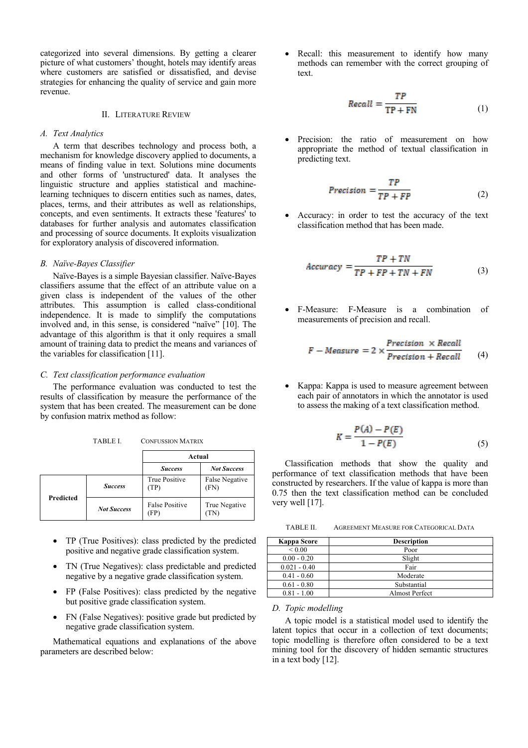categorized into several dimensions. By getting a clearer picture of what customers' thought, hotels may identify areas where customers are satisfied or dissatisfied, and devise strategies for enhancing the quality of service and gain more revenue.

## II. Literature Review

### *A. Text Analytics*

A term that describes technology and process both, a mechanism for knowledge discovery applied to documents, a means of finding value in text. Solutions mine documents and other forms of 'unstructured' data. It analyses the linguistic structure and applies statistical and machine-learning techniques to discern entities such as names, dates, places, terms, and their attributes as well as relationships, concepts, and even sentiments. It extracts these 'features' to databases for further analysis and automates classification and processing of source documents. It exploits visualization for exploratory analysis of discovered information.

### *B. Naïve-Bayes Classifier*

Naïve-Bayes is a simple Bayesian classifier. Naïve-Bayes classifiers assume that the effect of an attribute value on a given class is independent of the values of the other attributes. This assumption is called class-conditional independence. It is made to simplify the computations involved and, in this sense, is considered "naïve" [10]. The advantage of this algorithm is that it only requires a small amount of training data to predict the means and variances of the variables for classification [11].

### *C. Text classification performance evaluation*

The performance evaluation was conducted to test the results of classification by measure the performance of the system that has been created. The measurement can be done by confusion matrix method as follow:

TABLE I. Confussion Matrix

| | | Actual | |
|---|---|---|---|
| | | ***Success*** | ***Not Success*** |
| **Predicted** | ***Success*** | True Positive (TP) | False Negative (FN) |
| | ***Not Success*** | False Positive (FP) | True Negative (TN) |

- TP (True Positives): class predicted by the predicted positive and negative grade classification system.
- TN (True Negatives): class predictable and predicted negative by a negative grade classification system.
- FP (False Positives): class predicted by the negative but positive grade classification system.
- FN (False Negatives): positive grade but predicted by negative grade classification system.

Mathematical equations and explanations of the above parameters are described below:

- Recall: this measurement to identify how many methods can remember with the correct grouping of text.

$$Recall = \frac{TP}{TP + FN} \tag{1}$$

- Precision: the ratio of measurement on how appropriate the method of textual classification in predicting text.

$$Precision = \frac{TP}{TP + FP} \tag{2}$$

- Accuracy: in order to test the accuracy of the text classification method that has been made.

$$Accuracy = \frac{TP + TN}{TP + FP + TN + FN} \tag{3}$$

- F-Measure: F-Measure is a combination of measurements of precision and recall.

$$F - Measure = 2 \times \frac{Precision \times Recall}{Precision + Recall} \tag{4}$$

- Kappa: Kappa is used to measure agreement between each pair of annotators in which the annotator is used to assess the making of a text classification method.

$$K = \frac{P(A) - P(E)}{1 - P(E)} \tag{5}$$

Classification methods that show the quality and performance of text classification methods that have been constructed by researchers. If the value of kappa is more than 0.75 then the text classification method can be concluded very well [17].

TABLE II. Agreement Measure for Categorical Data

| Kappa Score | Description |
|---|---|
| < 0.00 | Poor |
| 0.00 - 0.20 | Slight |
| 0.021 - 0.40 | Fair |
| 0.41 - 0.60 | Moderate |
| 0.61 - 0.80 | Substantial |
| 0.81 - 1.00 | Almost Perfect |

### *D. Topic modelling*

A topic model is a statistical model used to identify the latent topics that occur in a collection of text documents; topic modelling is therefore often considered to be a text mining tool for the discovery of hidden semantic structures in a text body [12].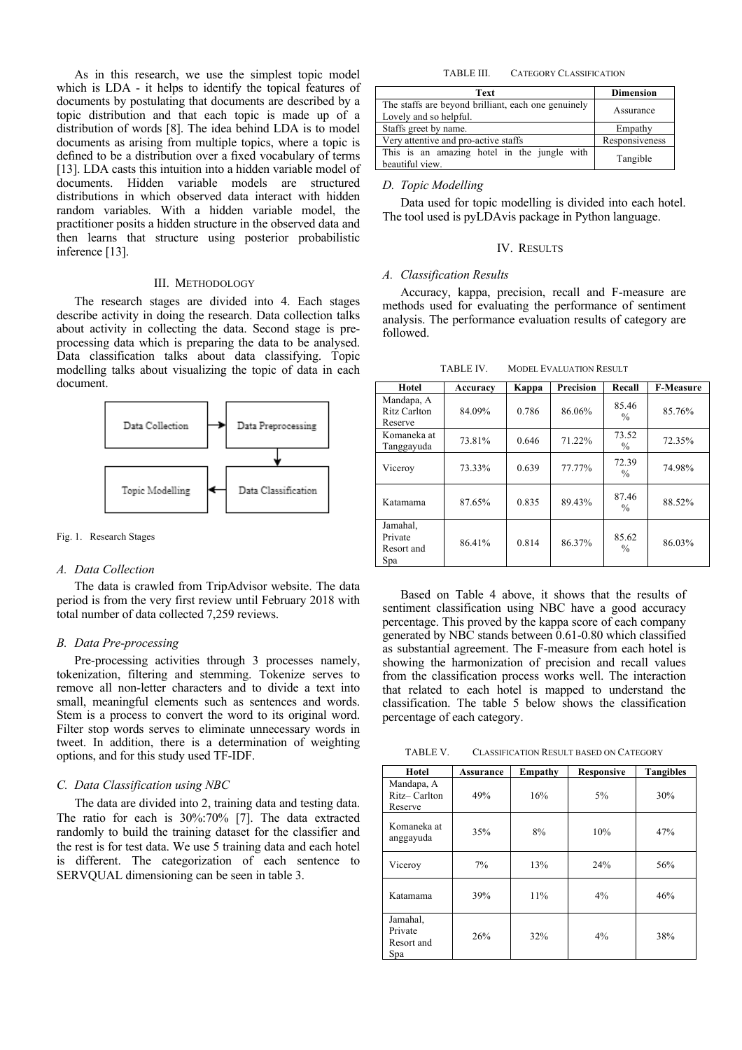As in this research, we use the simplest topic model which is LDA - it helps to identify the topical features of documents by postulating that documents are described by a topic distribution and that each topic is made up of a distribution of words [8]. The idea behind LDA is to model documents as arising from multiple topics, where a topic is defined to be a distribution over a fixed vocabulary of terms [13]. LDA casts this intuition into a hidden variable model of documents. Hidden variable models are structured distributions in which observed data interact with hidden random variables. With a hidden variable model, the practitioner posits a hidden structure in the observed data and then learns that structure using posterior probabilistic inference [13].

## III. Methodology

The research stages are divided into 4. Each stages describe activity in doing the research. Data collection talks about activity in collecting the data. Second stage is pre-processing data which is preparing the data to be analysed. Data classification talks about data classifying. Topic modelling talks about visualizing the topic of data in each document.

Data Collection → Data Preprocessing → Data Classification → Topic Modelling

Fig. 1. Research Stages

### A. Data Collection

The data is crawled from TripAdvisor website. The data period is from the very first review until February 2018 with total number of data collected 7,259 reviews.

### B. Data Pre-processing

Pre-processing activities through 3 processes namely, tokenization, filtering and stemming. Tokenize serves to remove all non-letter characters and to divide a text into small, meaningful elements such as sentences and words. Stem is a process to convert the word to its original word. Filter stop words serves to eliminate unnecessary words in tweet. In addition, there is a determination of weighting options, and for this study used TF-IDF.

### C. Data Classification using NBC

The data are divided into 2, training data and testing data. The ratio for each is 30%:70% [7]. The data extracted randomly to build the training dataset for the classifier and the rest is for test data. We use 5 training data and each hotel is different. The categorization of each sentence to SERVQUAL dimensioning can be seen in table 3.

TABLE III. Category Classification

| Text | Dimension |
|---|---|
| The staffs are beyond brilliant, each one genuinely Lovely and so helpful. | Assurance |
| Staffs greet by name. | Empathy |
| Very attentive and pro-active staffs | Responsiveness |
| This is an amazing hotel in the jungle with beautiful view. | Tangible |

### D. Topic Modelling

Data used for topic modelling is divided into each hotel. The tool used is pyLDAvis package in Python language.

## IV. Results

### A. Classification Results

Accuracy, kappa, precision, recall and F-measure are methods used for evaluating the performance of sentiment analysis. The performance evaluation results of category are followed.

TABLE IV. Model Evaluation Result

| Hotel | Accuracy | Kappa | Precision | Recall | F-Measure |
|---|---|---|---|---|---|
| Mandapa, A Ritz Carlton Reserve | 84.09% | 0.786 | 86.06% | 85.46 % | 85.76% |
| Komaneka at Tanggayuda | 73.81% | 0.646 | 71.22% | 73.52 % | 72.35% |
| Viceroy | 73.33% | 0.639 | 77.77% | 72.39 % | 74.98% |
| Katamama | 87.65% | 0.835 | 89.43% | 87.46 % | 88.52% |
| Jamahal, Private Resort and Spa | 86.41% | 0.814 | 86.37% | 85.62 % | 86.03% |

Based on Table 4 above, it shows that the results of sentiment classification using NBC have a good accuracy percentage. This proved by the kappa score of each company generated by NBC stands between 0.61-0.80 which classified as substantial agreement. The F-measure from each hotel is showing the harmonization of precision and recall values from the classification process works well. The interaction that related to each hotel is mapped to understand the classification. The table 5 below shows the classification percentage of each category.

TABLE V. Classification Result based on Category

| Hotel | Assurance | Empathy | Responsive | Tangibles |
|---|---|---|---|---|
| Mandapa, A Ritz– Carlton Reserve | 49% | 16% | 5% | 30% |
| Komaneka at anggayuda | 35% | 8% | 10% | 47% |
| Viceroy | 7% | 13% | 24% | 56% |
| Katamama | 39% | 11% | 4% | 46% |
| Jamahal, Private Resort and Spa | 26% | 32% | 4% | 38% |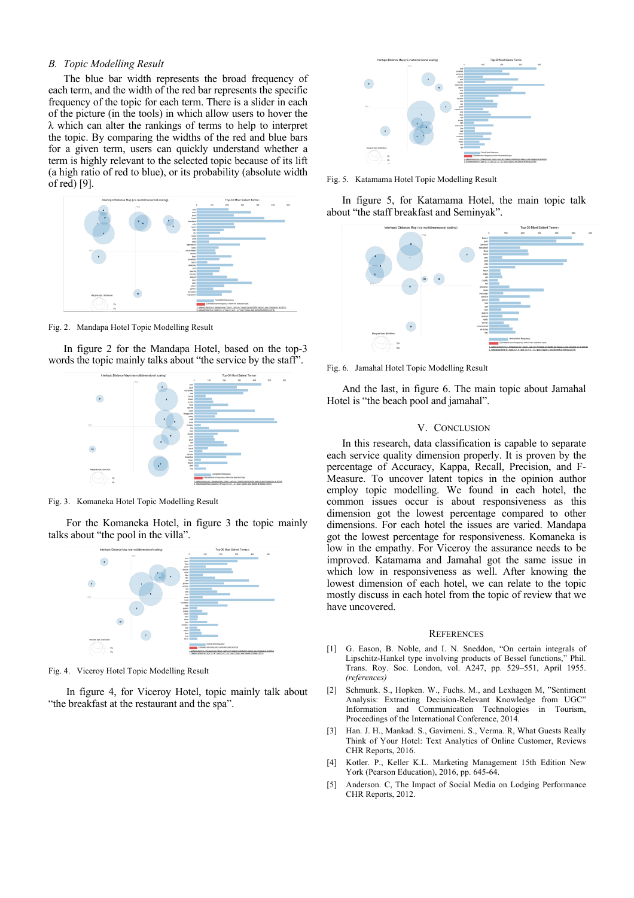## B. Topic Modelling Result

The blue bar width represents the broad frequency of each term, and the width of the red bar represents the specific frequency of the topic for each term. There is a slider in each of the picture (in the tools) in which allow users to hover the λ which can alter the rankings of terms to help to interpret the topic. By comparing the widths of the red and blue bars for a given term, users can quickly understand whether a term is highly relevant to the selected topic because of its lift (a high ratio of red to blue), or its probability (absolute width of red) [9].

Fig. 2. Mandapa Hotel Topic Modelling Result

In figure 2 for the Mandapa Hotel, based on the top-3 words the topic mainly talks about "the service by the staff".

Fig. 3. Komaneka Hotel Topic Modelling Result

For the Komaneka Hotel, in figure 3 the topic mainly talks about "the pool in the villa".

Fig. 4. Viceroy Hotel Topic Modelling Result

In figure 4, for Viceroy Hotel, topic mainly talk about "the breakfast at the restaurant and the spa".

Fig. 5. Katamama Hotel Topic Modelling Result

In figure 5, for Katamama Hotel, the main topic talk about "the staff breakfast and Seminyak".

Fig. 6. Jamahal Hotel Topic Modelling Result

And the last, in figure 6. The main topic about Jamahal Hotel is "the beach pool and jamahal".

# V. Conclusion

In this research, data classification is capable to separate each service quality dimension properly. It is proven by the percentage of Accuracy, Kappa, Recall, Precision, and F-Measure. To uncover latent topics in the opinion author employ topic modelling. We found in each hotel, the common issues occur is about responsiveness as this dimension got the lowest percentage compared to other dimensions. For each hotel the issues are varied. Mandapa got the lowest percentage for responsiveness. Komaneka is low in the empathy. For Viceroy the assurance needs to be improved. Katamama and Jamahal got the same issue in which low in responsiveness as well. After knowing the lowest dimension of each hotel, we can relate to the topic mostly discuss in each hotel from the topic of review that we have uncovered.

# References

[1] G. Eason, B. Noble, and I. N. Sneddon, "On certain integrals of Lipschitz-Hankel type involving products of Bessel functions," Phil. Trans. Roy. Soc. London, vol. A247, pp. 529–551, April 1955. *(references)*

[2] Schmunk. S., Hopken. W., Fuchs. M., and Lexhagen M, "Sentiment Analysis: Extracting Decision-Relevant Knowledge from UGC" Information and Communication Technologies in Tourism, Proceedings of the International Conference, 2014.

[3] Han. J. H., Mankad. S., Gavirneni. S., Verma. R, What Guests Really Think of Your Hotel: Text Analytics of Online Customer, Reviews CHR Reports, 2016.

[4] Kotler. P., Keller K.L. Marketing Management 15th Edition New York (Pearson Education), 2016, pp. 645-64.

[5] Anderson. C, The Impact of Social Media on Lodging Performance CHR Reports, 2012.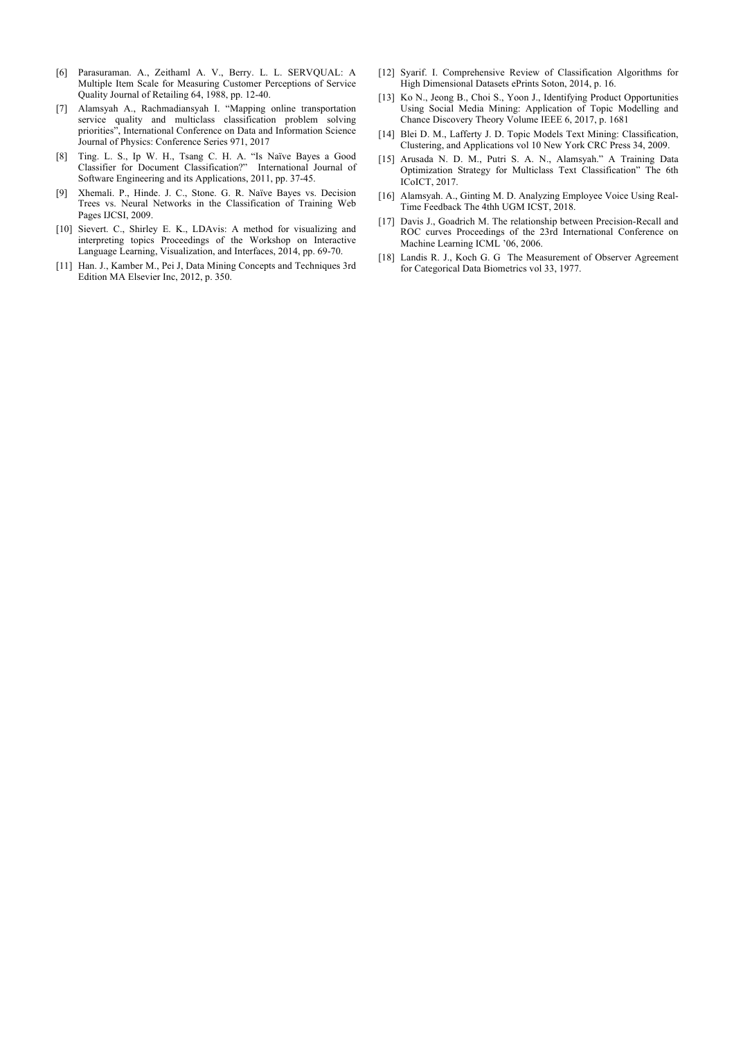[6] Parasuraman. A., Zeithaml A. V., Berry. L. L. SERVQUAL: A Multiple Item Scale for Measuring Customer Perceptions of Service Quality Journal of Retailing 64, 1988, pp. 12-40.

[7] Alamsyah A., Rachmadiansyah I. "Mapping online transportation service quality and multiclass classification problem solving priorities", International Conference on Data and Information Science Journal of Physics: Conference Series 971, 2017

[8] Ting. L. S., Ip W. H., Tsang C. H. A. "Is Naïve Bayes a Good Classifier for Document Classification?" International Journal of Software Engineering and its Applications, 2011, pp. 37-45.

[9] Xhemali. P., Hinde. J. C., Stone. G. R. Naïve Bayes vs. Decision Trees vs. Neural Networks in the Classification of Training Web Pages IJCSI, 2009.

[10] Sievert. C., Shirley E. K., LDAvis: A method for visualizing and interpreting topics Proceedings of the Workshop on Interactive Language Learning, Visualization, and Interfaces, 2014, pp. 69-70.

[11] Han. J., Kamber M., Pei J, Data Mining Concepts and Techniques 3rd Edition MA Elsevier Inc, 2012, p. 350.

[12] Syarif. I. Comprehensive Review of Classification Algorithms for High Dimensional Datasets ePrints Soton, 2014, p. 16.

[13] Ko N., Jeong B., Choi S., Yoon J., Identifying Product Opportunities Using Social Media Mining: Application of Topic Modelling and Chance Discovery Theory Volume IEEE 6, 2017, p. 1681

[14] Blei D. M., Lafferty J. D. Topic Models Text Mining: Classification, Clustering, and Applications vol 10 New York CRC Press 34, 2009.

[15] Arusada N. D. M., Putri S. A. N., Alamsyah." A Training Data Optimization Strategy for Multiclass Text Classification" The 6th ICoICT, 2017.

[16] Alamsyah. A., Ginting M. D. Analyzing Employee Voice Using Real-Time Feedback The 4thh UGM ICST, 2018.

[17] Davis J., Goadrich M. The relationship between Precision-Recall and ROC curves Proceedings of the 23rd International Conference on Machine Learning ICML '06, 2006.

[18] Landis R. J., Koch G. G The Measurement of Observer Agreement for Categorical Data Biometrics vol 33, 1977.